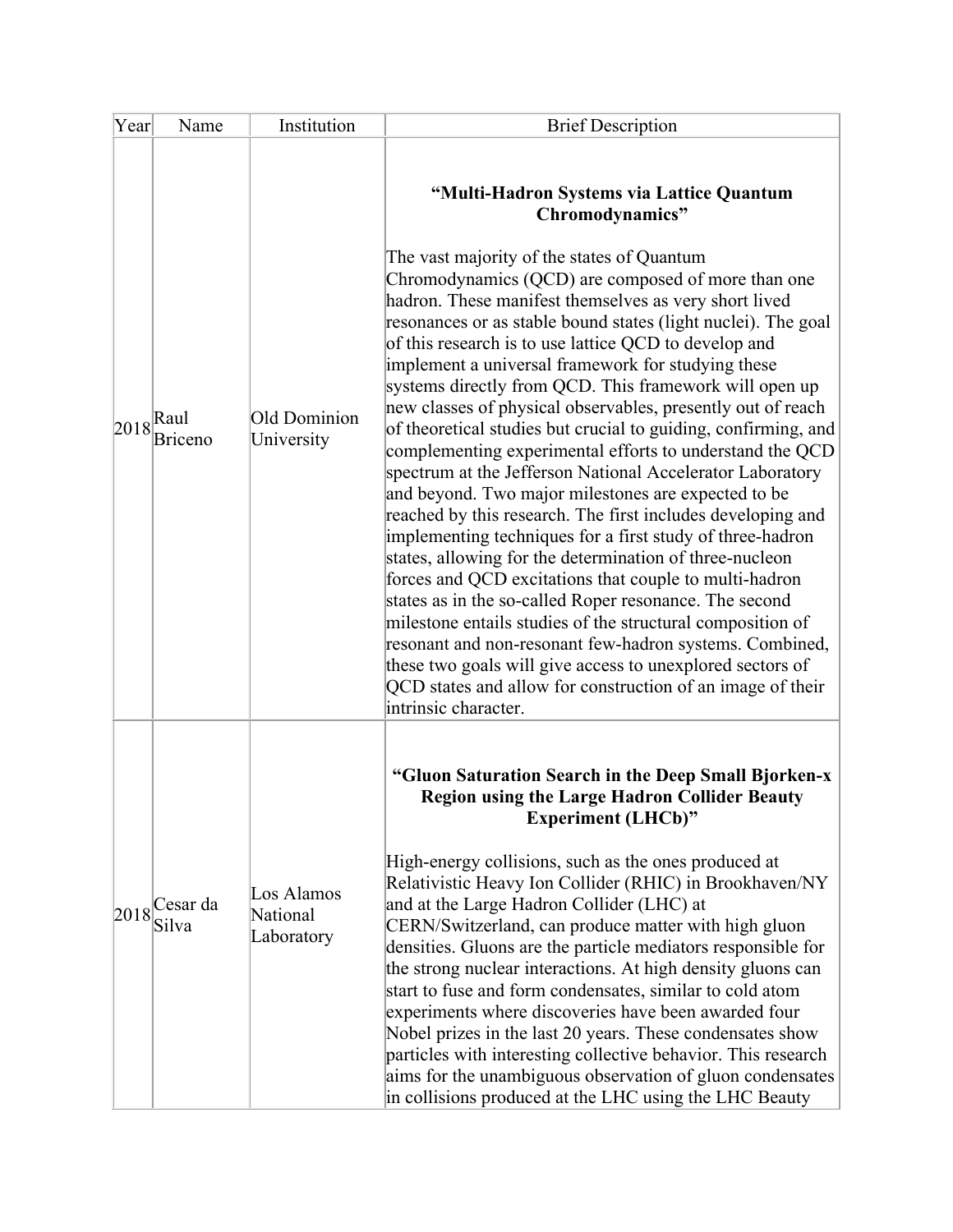| Year | Name | Institution | Brief Description |
| --- | --- | --- | --- |
| 2018 | Raul Briceno | Old Dominion University | **“Multi-Hadron Systems via Lattice Quantum Chromodynamics”**<br><br>The vast majority of the states of Quantum Chromodynamics (QCD) are composed of more than one hadron. These manifest themselves as very short lived resonances or as stable bound states (light nuclei). The goal of this research is to use lattice QCD to develop and implement a universal framework for studying these systems directly from QCD. This framework will open up new classes of physical observables, presently out of reach of theoretical studies but crucial to guiding, confirming, and complementing experimental efforts to understand the QCD spectrum at the Jefferson National Accelerator Laboratory and beyond. Two major milestones are expected to be reached by this research. The first includes developing and implementing techniques for a first study of three-hadron states, allowing for the determination of three-nucleon forces and QCD excitations that couple to multi-hadron states as in the so-called Roper resonance. The second milestone entails studies of the structural composition of resonant and non-resonant few-hadron systems. Combined, these two goals will give access to unexplored sectors of QCD states and allow for construction of an image of their intrinsic character. |
| 2018 | Cesar da Silva | Los Alamos National Laboratory | **“Gluon Saturation Search in the Deep Small Bjorken-x Region using the Large Hadron Collider Beauty Experiment (LHCb)”**<br><br>High-energy collisions, such as the ones produced at Relativistic Heavy Ion Collider (RHIC) in Brookhaven/NY and at the Large Hadron Collider (LHC) at CERN/Switzerland, can produce matter with high gluon densities. Gluons are the particle mediators responsible for the strong nuclear interactions. At high density gluons can start to fuse and form condensates, similar to cold atom experiments where discoveries have been awarded four Nobel prizes in the last 20 years. These condensates show particles with interesting collective behavior. This research aims for the unambiguous observation of gluon condensates in collisions produced at the LHC using the LHC Beauty |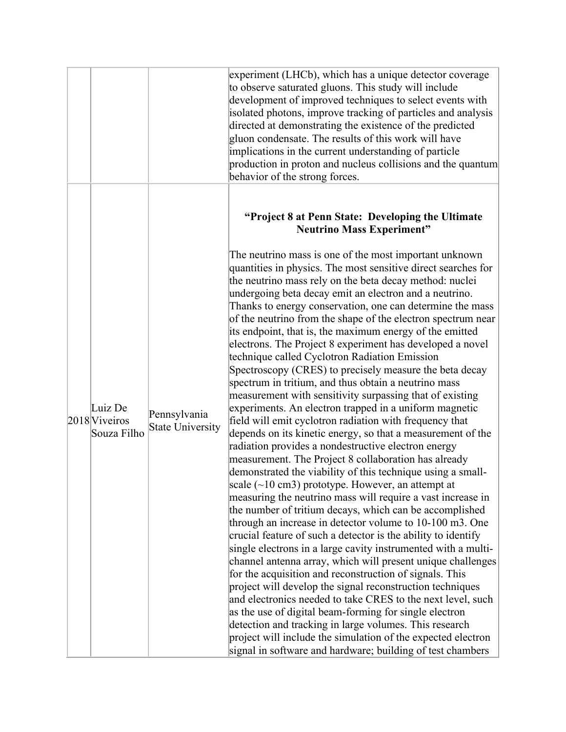|  |  |  | experiment (LHCb), which has a unique detector coverage to observe saturated gluons. This study will include development of improved techniques to select events with isolated photons, improve tracking of particles and analysis directed at demonstrating the existence of the predicted gluon condensate. The results of this work will have implications in the current understanding of particle production in proton and nucleus collisions and the quantum behavior of the strong forces. |
|---|---|---|---|
|  | 2018 | Luiz De Viveiros Souza Filho | Pennsylvania State University | **"Project 8 at Penn State: Developing the Ultimate Neutrino Mass Experiment"** <br><br> The neutrino mass is one of the most important unknown quantities in physics. The most sensitive direct searches for the neutrino mass rely on the beta decay method: nuclei undergoing beta decay emit an electron and a neutrino. Thanks to energy conservation, one can determine the mass of the neutrino from the shape of the electron spectrum near its endpoint, that is, the maximum energy of the emitted electrons. The Project 8 experiment has developed a novel technique called Cyclotron Radiation Emission Spectroscopy (CRES) to precisely measure the beta decay spectrum in tritium, and thus obtain a neutrino mass measurement with sensitivity surpassing that of existing experiments. An electron trapped in a uniform magnetic field will emit cyclotron radiation with frequency that depends on its kinetic energy, so that a measurement of the radiation provides a nondestructive electron energy measurement. The Project 8 collaboration has already demonstrated the viability of this technique using a small-scale (~10 cm3) prototype. However, an attempt at measuring the neutrino mass will require a vast increase in the number of tritium decays, which can be accomplished through an increase in detector volume to 10-100 m3. One crucial feature of such a detector is the ability to identify single electrons in a large cavity instrumented with a multi-channel antenna array, which will present unique challenges for the acquisition and reconstruction of signals. This project will develop the signal reconstruction techniques and electronics needed to take CRES to the next level, such as the use of digital beam-forming for single electron detection and tracking in large volumes. This research project will include the simulation of the expected electron signal in software and hardware; building of test chambers |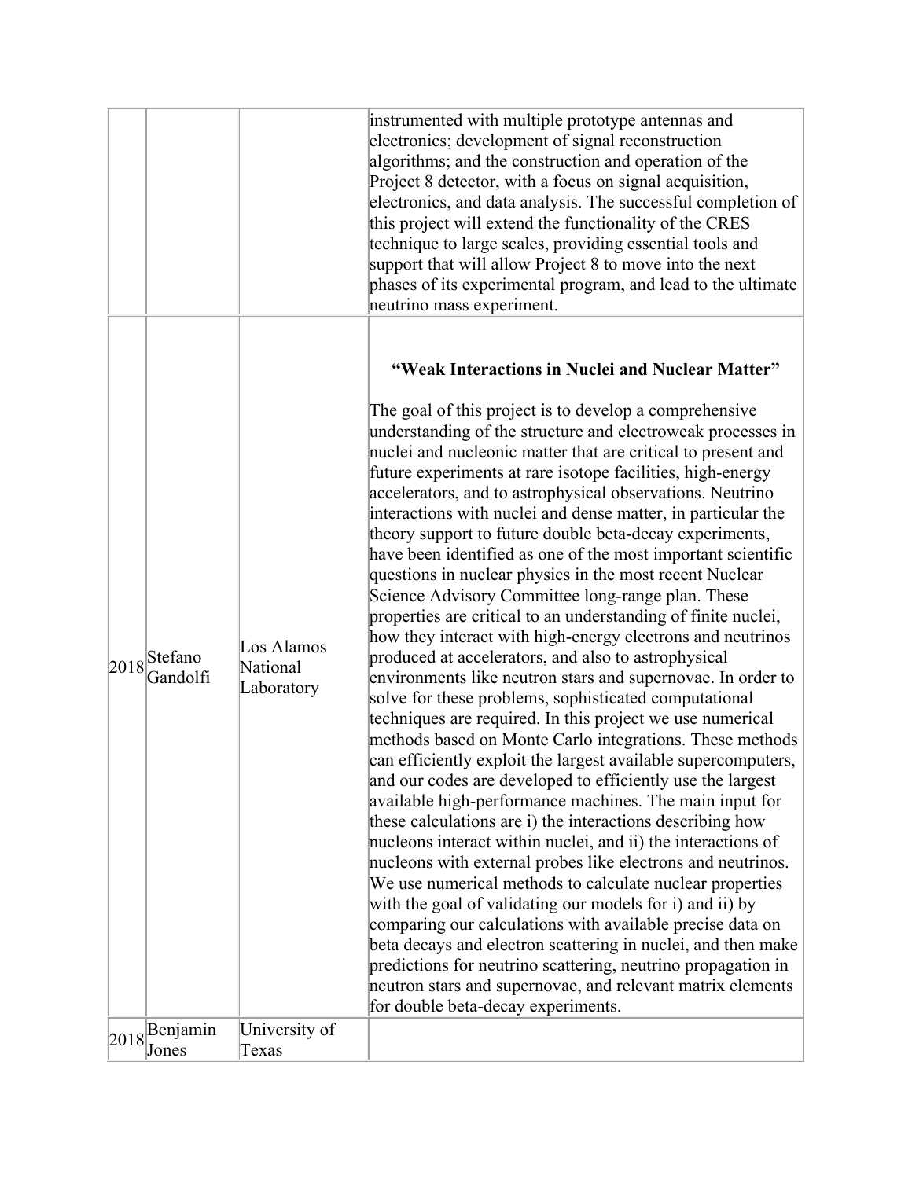| | | | |
|---|---|---|---|
| | | | instrumented with multiple prototype antennas and electronics; development of signal reconstruction algorithms; and the construction and operation of the Project 8 detector, with a focus on signal acquisition, electronics, and data analysis. The successful completion of this project will extend the functionality of the CRES technique to large scales, providing essential tools and support that will allow Project 8 to move into the next phases of its experimental program, and lead to the ultimate neutrino mass experiment. |
| 2018 | Stefano Gandolfi | Los Alamos National Laboratory | **"Weak Interactions in Nuclei and Nuclear Matter"**<br><br>The goal of this project is to develop a comprehensive understanding of the structure and electroweak processes in nuclei and nucleonic matter that are critical to present and future experiments at rare isotope facilities, high-energy accelerators, and to astrophysical observations. Neutrino interactions with nuclei and dense matter, in particular the theory support to future double beta-decay experiments, have been identified as one of the most important scientific questions in nuclear physics in the most recent Nuclear Science Advisory Committee long-range plan. These properties are critical to an understanding of finite nuclei, how they interact with high-energy electrons and neutrinos produced at accelerators, and also to astrophysical environments like neutron stars and supernovae. In order to solve for these problems, sophisticated computational techniques are required. In this project we use numerical methods based on Monte Carlo integrations. These methods can efficiently exploit the largest available supercomputers, and our codes are developed to efficiently use the largest available high-performance machines. The main input for these calculations are i) the interactions describing how nucleons interact within nuclei, and ii) the interactions of nucleons with external probes like electrons and neutrinos. We use numerical methods to calculate nuclear properties with the goal of validating our models for i) and ii) by comparing our calculations with available precise data on beta decays and electron scattering in nuclei, and then make predictions for neutrino scattering, neutrino propagation in neutron stars and supernovae, and relevant matrix elements for double beta-decay experiments. |
| 2018 | Benjamin Jones | University of Texas | |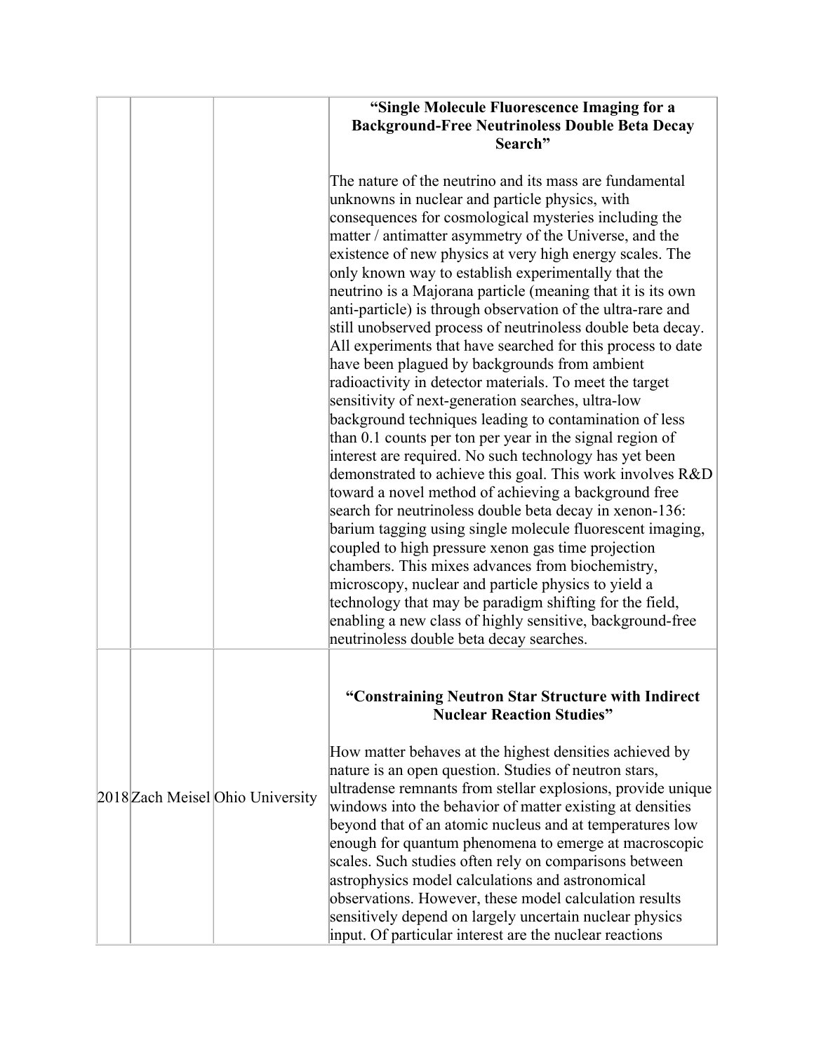| | | | |
|---|---|---|---|
| | | | **"Single Molecule Fluorescence Imaging for a Background-Free Neutrinoless Double Beta Decay Search"**<br><br>The nature of the neutrino and its mass are fundamental unknowns in nuclear and particle physics, with consequences for cosmological mysteries including the matter / antimatter asymmetry of the Universe, and the existence of new physics at very high energy scales. The only known way to establish experimentally that the neutrino is a Majorana particle (meaning that it is its own anti-particle) is through observation of the ultra-rare and still unobserved process of neutrinoless double beta decay. All experiments that have searched for this process to date have been plagued by backgrounds from ambient radioactivity in detector materials. To meet the target sensitivity of next-generation searches, ultra-low background techniques leading to contamination of less than 0.1 counts per ton per year in the signal region of interest are required. No such technology has yet been demonstrated to achieve this goal. This work involves R&D toward a novel method of achieving a background free search for neutrinoless double beta decay in xenon-136: barium tagging using single molecule fluorescent imaging, coupled to high pressure xenon gas time projection chambers. This mixes advances from biochemistry, microscopy, nuclear and particle physics to yield a technology that may be paradigm shifting for the field, enabling a new class of highly sensitive, background-free neutrinoless double beta decay searches. |
| | 2018 | Zach Meisel | Ohio University | **"Constraining Neutron Star Structure with Indirect Nuclear Reaction Studies"**<br><br>How matter behaves at the highest densities achieved by nature is an open question. Studies of neutron stars, ultradense remnants from stellar explosions, provide unique windows into the behavior of matter existing at densities beyond that of an atomic nucleus and at temperatures low enough for quantum phenomena to emerge at macroscopic scales. Such studies often rely on comparisons between astrophysics model calculations and astronomical observations. However, these model calculation results sensitively depend on largely uncertain nuclear physics input. Of particular interest are the nuclear reactions |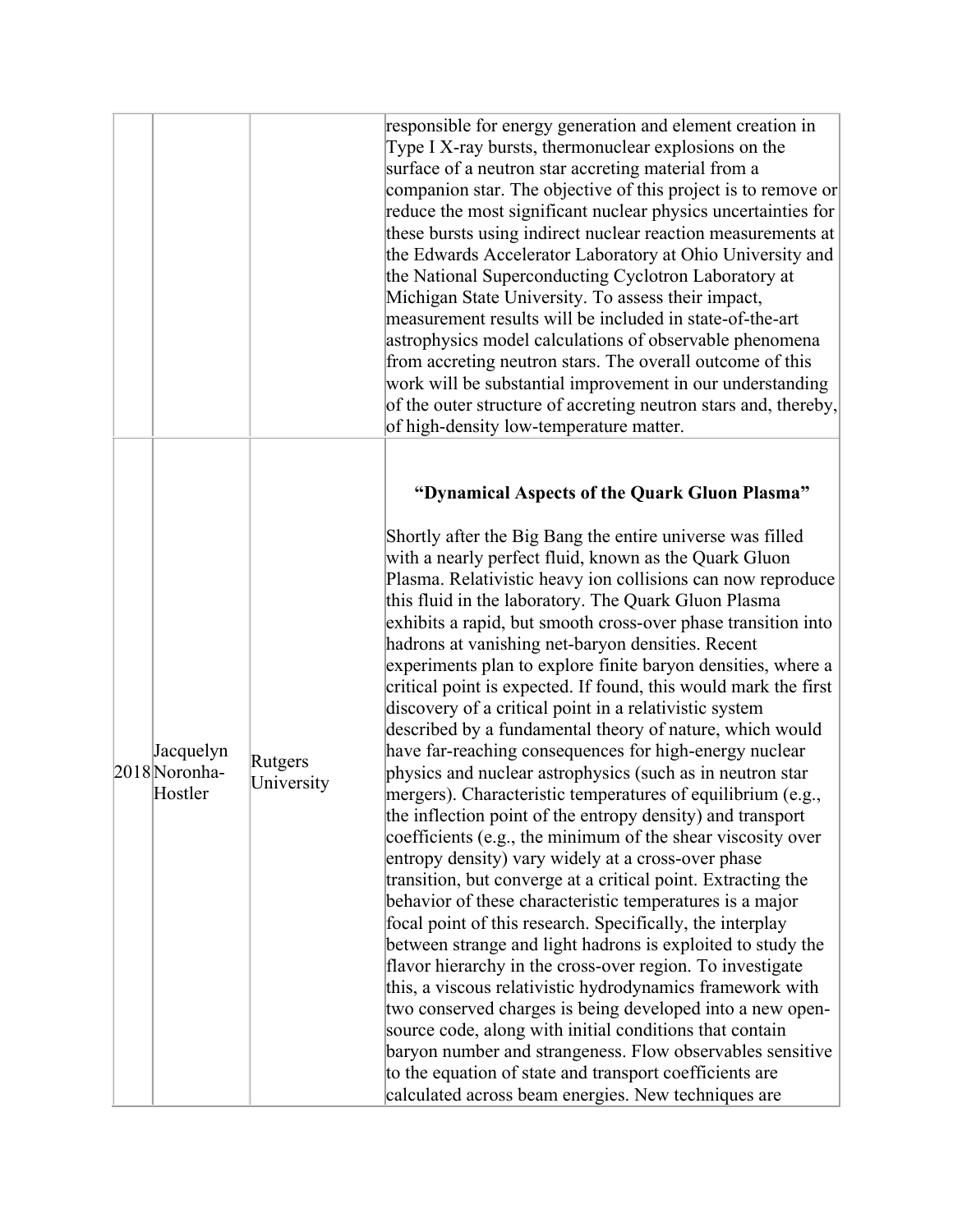| | | | |
|---|---|---|---|
| | | | responsible for energy generation and element creation in Type I X-ray bursts, thermonuclear explosions on the surface of a neutron star accreting material from a companion star. The objective of this project is to remove or reduce the most significant nuclear physics uncertainties for these bursts using indirect nuclear reaction measurements at the Edwards Accelerator Laboratory at Ohio University and the National Superconducting Cyclotron Laboratory at Michigan State University. To assess their impact, measurement results will be included in state-of-the-art astrophysics model calculations of observable phenomena from accreting neutron stars. The overall outcome of this work will be substantial improvement in our understanding of the outer structure of accreting neutron stars and, thereby, of high-density low-temperature matter. |
| 2018 | Jacquelyn Noronha-Hostler | Rutgers University | **"Dynamical Aspects of the Quark Gluon Plasma"**<br><br>Shortly after the Big Bang the entire universe was filled with a nearly perfect fluid, known as the Quark Gluon Plasma. Relativistic heavy ion collisions can now reproduce this fluid in the laboratory. The Quark Gluon Plasma exhibits a rapid, but smooth cross-over phase transition into hadrons at vanishing net-baryon densities. Recent experiments plan to explore finite baryon densities, where a critical point is expected. If found, this would mark the first discovery of a critical point in a relativistic system described by a fundamental theory of nature, which would have far-reaching consequences for high-energy nuclear physics and nuclear astrophysics (such as in neutron star mergers). Characteristic temperatures of equilibrium (e.g., the inflection point of the entropy density) and transport coefficients (e.g., the minimum of the shear viscosity over entropy density) vary widely at a cross-over phase transition, but converge at a critical point. Extracting the behavior of these characteristic temperatures is a major focal point of this research. Specifically, the interplay between strange and light hadrons is exploited to study the flavor hierarchy in the cross-over region. To investigate this, a viscous relativistic hydrodynamics framework with two conserved charges is being developed into a new open-source code, along with initial conditions that contain baryon number and strangeness. Flow observables sensitive to the equation of state and transport coefficients are calculated across beam energies. New techniques are |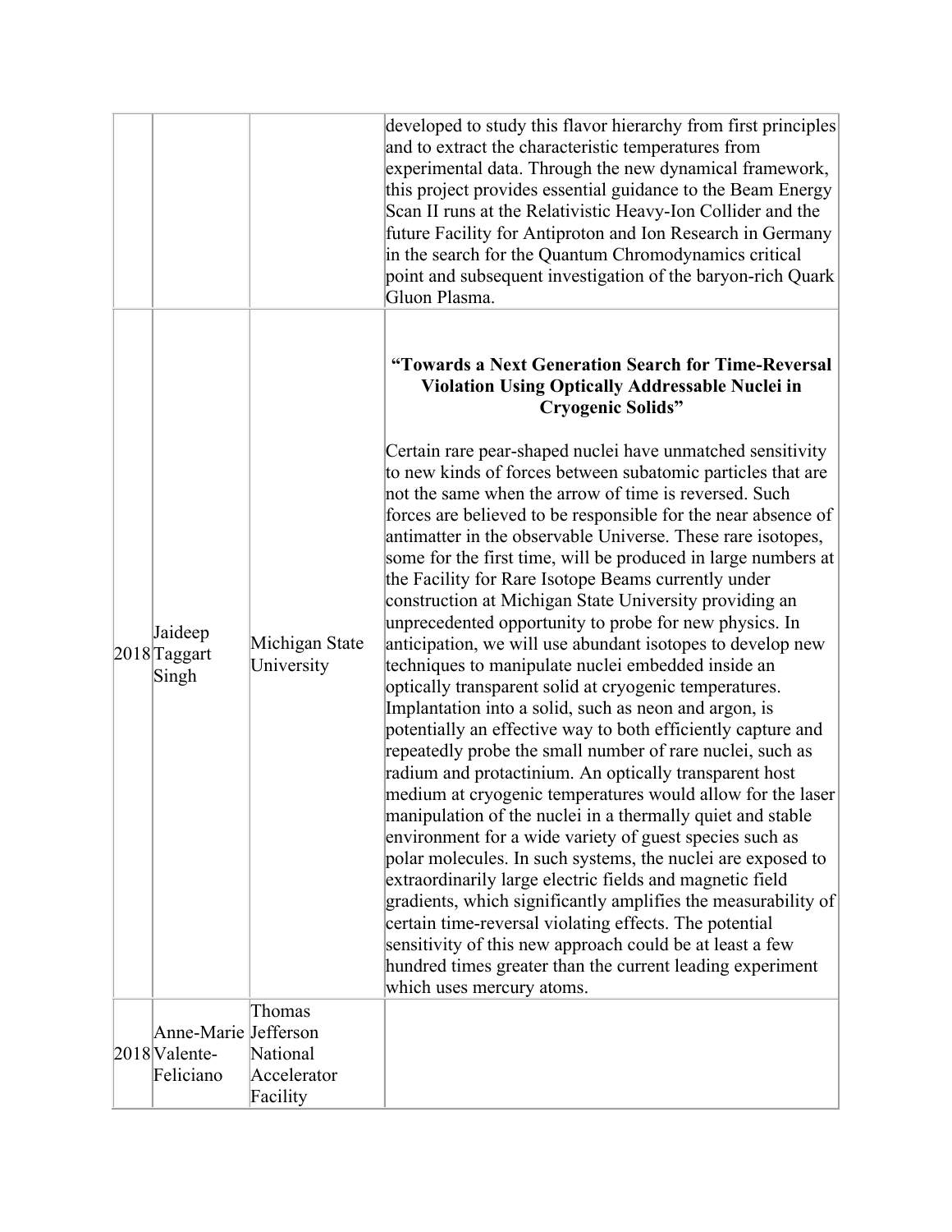| | | | |
|---|---|---|---|
| | | | developed to study this flavor hierarchy from first principles and to extract the characteristic temperatures from experimental data. Through the new dynamical framework, this project provides essential guidance to the Beam Energy Scan II runs at the Relativistic Heavy-Ion Collider and the future Facility for Antiproton and Ion Research in Germany in the search for the Quantum Chromodynamics critical point and subsequent investigation of the baryon-rich Quark Gluon Plasma. |
| 2018 | Jaideep Taggart Singh | Michigan State University | **"Towards a Next Generation Search for Time-Reversal Violation Using Optically Addressable Nuclei in Cryogenic Solids"** Certain rare pear-shaped nuclei have unmatched sensitivity to new kinds of forces between subatomic particles that are not the same when the arrow of time is reversed. Such forces are believed to be responsible for the near absence of antimatter in the observable Universe. These rare isotopes, some for the first time, will be produced in large numbers at the Facility for Rare Isotope Beams currently under construction at Michigan State University providing an unprecedented opportunity to probe for new physics. In anticipation, we will use abundant isotopes to develop new techniques to manipulate nuclei embedded inside an optically transparent solid at cryogenic temperatures. Implantation into a solid, such as neon and argon, is potentially an effective way to both efficiently capture and repeatedly probe the small number of rare nuclei, such as radium and protactinium. An optically transparent host medium at cryogenic temperatures would allow for the laser manipulation of the nuclei in a thermally quiet and stable environment for a wide variety of guest species such as polar molecules. In such systems, the nuclei are exposed to extraordinarily large electric fields and magnetic field gradients, which significantly amplifies the measurability of certain time-reversal violating effects. The potential sensitivity of this new approach could be at least a few hundred times greater than the current leading experiment which uses mercury atoms. |
| 2018 | Anne-Marie Valente-Feliciano | Thomas Jefferson National Accelerator Facility | |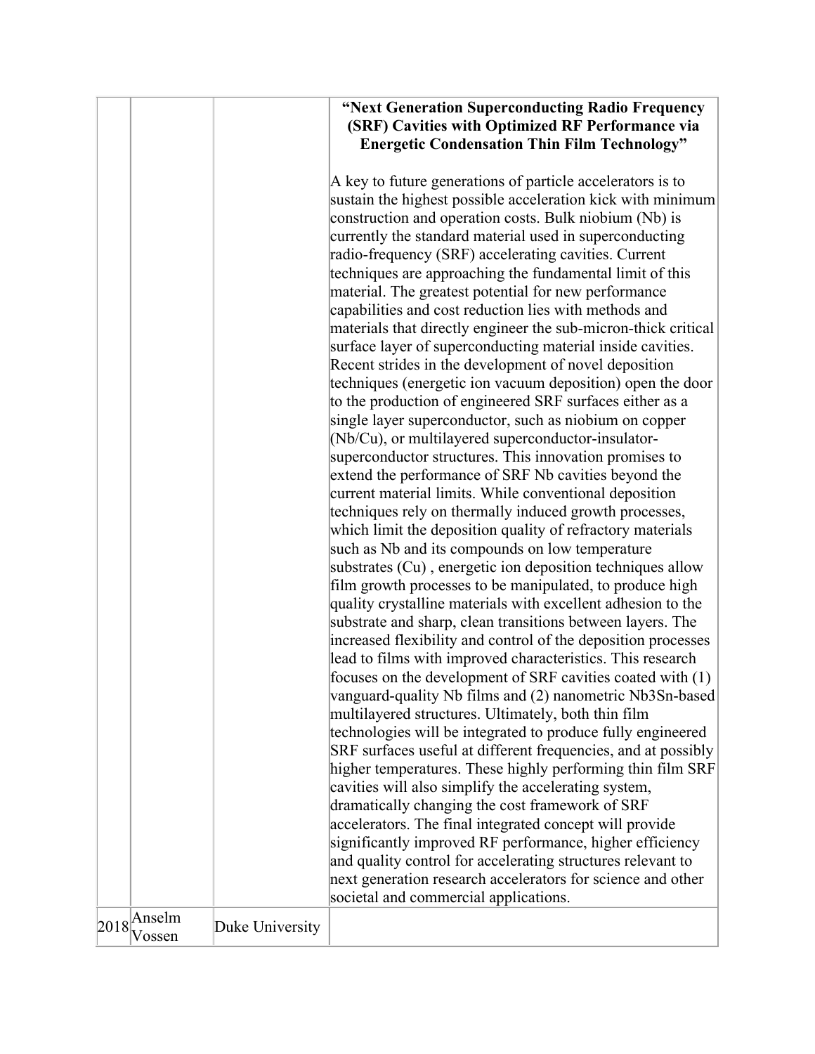| | | | **"Next Generation Superconducting Radio Frequency (SRF) Cavities with Optimized RF Performance via Energetic Condensation Thin Film Technology"**<br><br>A key to future generations of particle accelerators is to sustain the highest possible acceleration kick with minimum construction and operation costs. Bulk niobium (Nb) is currently the standard material used in superconducting radio-frequency (SRF) accelerating cavities. Current techniques are approaching the fundamental limit of this material. The greatest potential for new performance capabilities and cost reduction lies with methods and materials that directly engineer the sub-micron-thick critical surface layer of superconducting material inside cavities. Recent strides in the development of novel deposition techniques (energetic ion vacuum deposition) open the door to the production of engineered SRF surfaces either as a single layer superconductor, such as niobium on copper (Nb/Cu), or multilayered superconductor-insulator-superconductor structures. This innovation promises to extend the performance of SRF Nb cavities beyond the current material limits. While conventional deposition techniques rely on thermally induced growth processes, which limit the deposition quality of refractory materials such as Nb and its compounds on low temperature substrates (Cu) , energetic ion deposition techniques allow film growth processes to be manipulated, to produce high quality crystalline materials with excellent adhesion to the substrate and sharp, clean transitions between layers. The increased flexibility and control of the deposition processes lead to films with improved characteristics. This research focuses on the development of SRF cavities coated with (1) vanguard-quality Nb films and (2) nanometric $Nb_3Sn$-based multilayered structures. Ultimately, both thin film technologies will be integrated to produce fully engineered SRF surfaces useful at different frequencies, and at possibly higher temperatures. These highly performing thin film SRF cavities will also simplify the accelerating system, dramatically changing the cost framework of SRF accelerators. The final integrated concept will provide significantly improved RF performance, higher efficiency and quality control for accelerating structures relevant to next generation research accelerators for science and other societal and commercial applications. |
|---|---|---|---|
| 2018 | Anselm Vossen | Duke University | |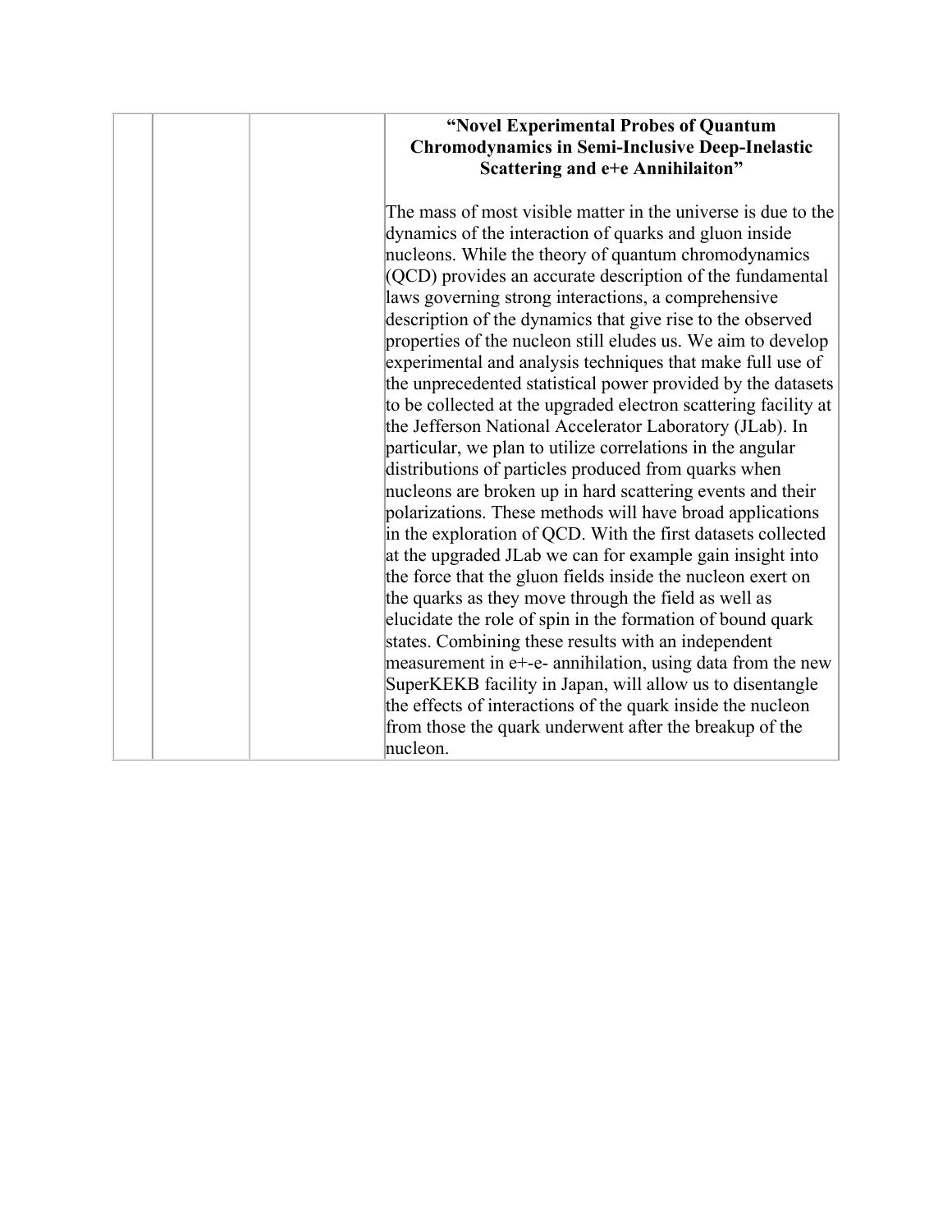| | | | |
|---|---|---|---|
| | | | **"Novel Experimental Probes of Quantum Chromodynamics in Semi-Inclusive Deep-Inelastic Scattering and e+e Annihilaiton"**<br><br>The mass of most visible matter in the universe is due to the dynamics of the interaction of quarks and gluon inside nucleons. While the theory of quantum chromodynamics (QCD) provides an accurate description of the fundamental laws governing strong interactions, a comprehensive description of the dynamics that give rise to the observed properties of the nucleon still eludes us. We aim to develop experimental and analysis techniques that make full use of the unprecedented statistical power provided by the datasets to be collected at the upgraded electron scattering facility at the Jefferson National Accelerator Laboratory (JLab). In particular, we plan to utilize correlations in the angular distributions of particles produced from quarks when nucleons are broken up in hard scattering events and their polarizations. These methods will have broad applications in the exploration of QCD. With the first datasets collected at the upgraded JLab we can for example gain insight into the force that the gluon fields inside the nucleon exert on the quarks as they move through the field as well as elucidate the role of spin in the formation of bound quark states. Combining these results with an independent measurement in e+-e- annihilation, using data from the new SuperKEKB facility in Japan, will allow us to disentangle the effects of interactions of the quark inside the nucleon from those the quark underwent after the breakup of the nucleon. |